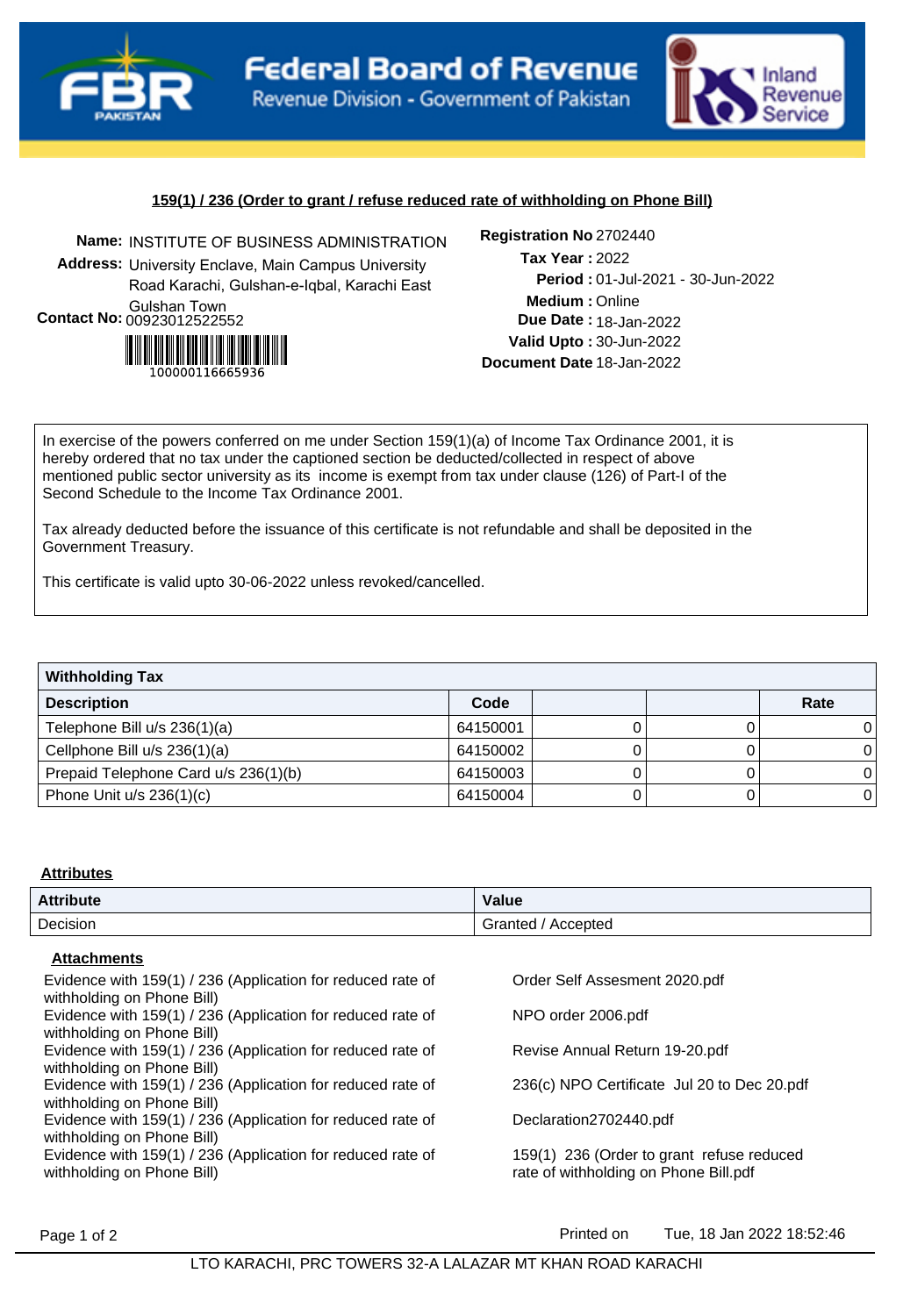# Federal Board of Revenue

Revenue Division - Government of Pakistan

Inland Revenue Service

## 159(1) / 236 (Order to grant / refuse reduced rate of withholding on Phone Bill)

**Name:** INSTITUTE OF BUSINESS ADMINISTRATION
**Address:** University Enclave, Main Campus University Road Karachi, Gulshan-e-Iqbal, Karachi East Gulshan Town
**Contact No:** 00923012522552

100000116665936

**Registration No** 2702440
**Tax Year :** 2022
**Period :** 01-Jul-2021 - 30-Jun-2022
**Medium :** Online
**Due Date :** 18-Jan-2022
**Valid Upto :** 30-Jun-2022
**Document Date** 18-Jan-2022

In exercise of the powers conferred on me under Section 159(1)(a) of Income Tax Ordinance 2001, it is hereby ordered that no tax under the captioned section be deducted/collected in respect of above mentioned public sector university as its income is exempt from tax under clause (126) of Part-I of the Second Schedule to the Income Tax Ordinance 2001.

Tax already deducted before the issuance of this certificate is not refundable and shall be deposited in the Government Treasury.

This certificate is valid upto 30-06-2022 unless revoked/cancelled.

**Withholding Tax**

| Description | Code | | | Rate |
|---|---|---|---|---|
| Telephone Bill u/s 236(1)(a) | 64150001 | 0 | 0 | 0 |
| Cellphone Bill u/s 236(1)(a) | 64150002 | 0 | 0 | 0 |
| Prepaid Telephone Card u/s 236(1)(b) | 64150003 | 0 | 0 | 0 |
| Phone Unit u/s 236(1)(c) | 64150004 | 0 | 0 | 0 |

**Attributes**

| Attribute | Value |
|---|---|
| Decision | Granted / Accepted |

**Attachments**

| | |
|---|---|
| Evidence with 159(1) / 236 (Application for reduced rate of withholding on Phone Bill) | Order Self Assesment 2020.pdf |
| Evidence with 159(1) / 236 (Application for reduced rate of withholding on Phone Bill) | NPO order 2006.pdf |
| Evidence with 159(1) / 236 (Application for reduced rate of withholding on Phone Bill) | Revise Annual Return 19-20.pdf |
| Evidence with 159(1) / 236 (Application for reduced rate of withholding on Phone Bill) | 236(c) NPO Certificate Jul 20 to Dec 20.pdf |
| Evidence with 159(1) / 236 (Application for reduced rate of withholding on Phone Bill) | Declaration2702440.pdf |
| Evidence with 159(1) / 236 (Application for reduced rate of withholding on Phone Bill) | 159(1) 236 (Order to grant refuse reduced rate of withholding on Phone Bill.pdf |

Printed on Tue, 18 Jan 2022 18:52:46

LTO KARACHI, PRC TOWERS 32-A LALAZAR MT KHAN ROAD KARACHI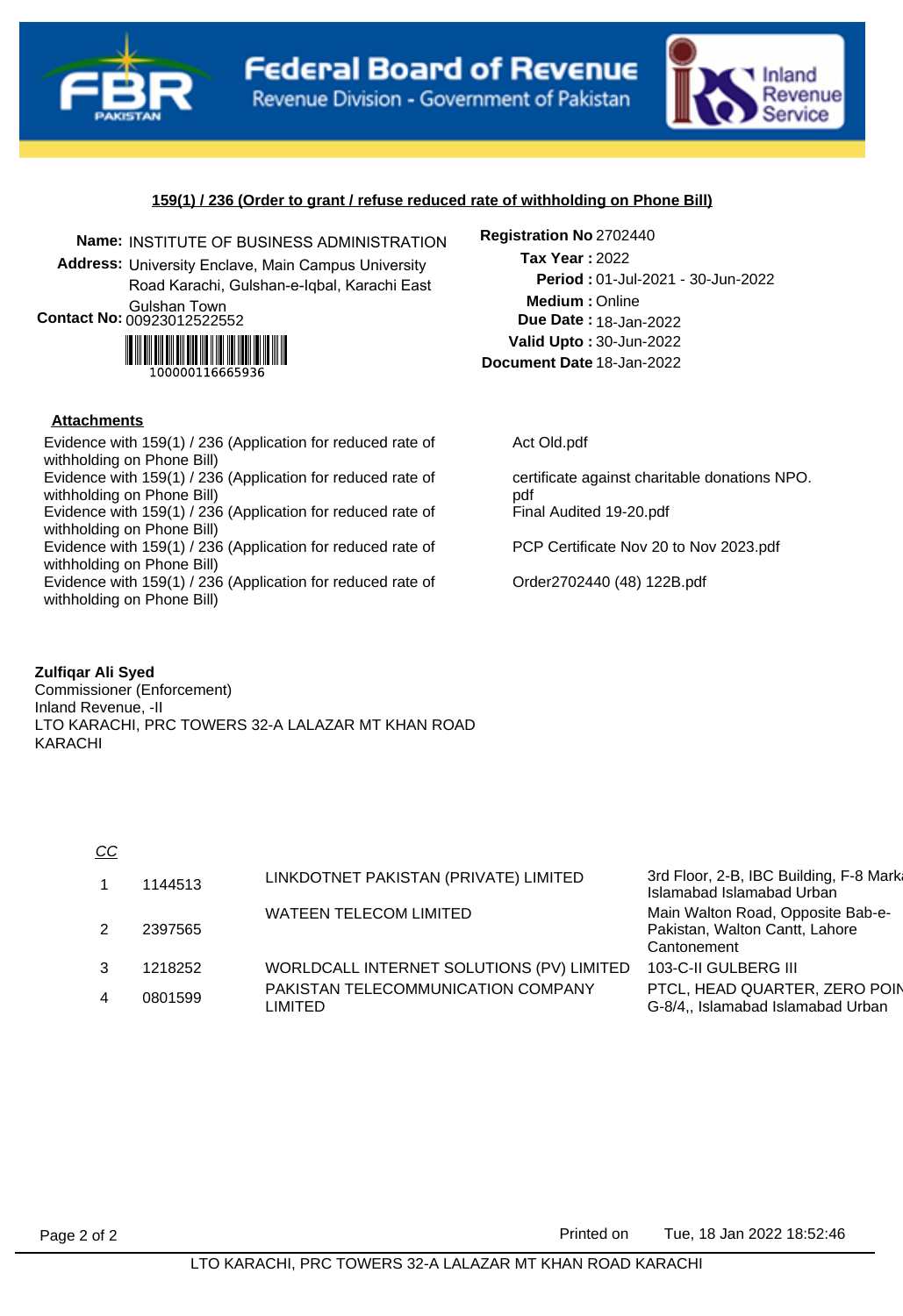**159(1) / 236 (Order to grant / refuse reduced rate of withholding on Phone Bill)**

**Name:** INSTITUTE OF BUSINESS ADMINISTRATION
**Address:** University Enclave, Main Campus University Road Karachi, Gulshan-e-Iqbal, Karachi East Gulshan Town
**Contact No:** 00923012522552

100000116665936

**Registration No** 2702440
**Tax Year :** 2022
**Period :** 01-Jul-2021 - 30-Jun-2022
**Medium :** Online
**Due Date :** 18-Jan-2022
**Valid Upto :** 30-Jun-2022
**Document Date** 18-Jan-2022

**Attachments**

| | |
|---|---|
| Evidence with 159(1) / 236 (Application for reduced rate of withholding on Phone Bill) | Act Old.pdf |
| Evidence with 159(1) / 236 (Application for reduced rate of withholding on Phone Bill) | certificate against charitable donations NPO. pdf |
| Evidence with 159(1) / 236 (Application for reduced rate of withholding on Phone Bill) | Final Audited 19-20.pdf |
| Evidence with 159(1) / 236 (Application for reduced rate of withholding on Phone Bill) | PCP Certificate Nov 20 to Nov 2023.pdf |
| Evidence with 159(1) / 236 (Application for reduced rate of withholding on Phone Bill) | Order2702440 (48) 122B.pdf |

**Zulfiqar Ali Syed**
Commissioner (Enforcement)
Inland Revenue, -II
LTO KARACHI, PRC TOWERS 32-A LALAZAR MT KHAN ROAD KARACHI

*CC*

| | | | |
|---|---|---|---|
| 1 | 1144513 | LINKDOTNET PAKISTAN (PRIVATE) LIMITED | 3rd Floor, 2-B, IBC Building, F-8 Mark Islamabad Islamabad Urban |
| 2 | 2397565 | WATEEN TELECOM LIMITED | Main Walton Road, Opposite Bab-e-Pakistan, Walton Cantt, Lahore Cantonement |
| 3 | 1218252 | WORLDCALL INTERNET SOLUTIONS (PV) LIMITED | 103-C-II GULBERG III |
| 4 | 0801599 | PAKISTAN TELECOMMUNICATION COMPANY LIMITED | PTCL, HEAD QUARTER, ZERO POIN G-8/4,, Islamabad Islamabad Urban |

Printed on Tue, 18 Jan 2022 18:52:46

LTO KARACHI, PRC TOWERS 32-A LALAZAR MT KHAN ROAD KARACHI